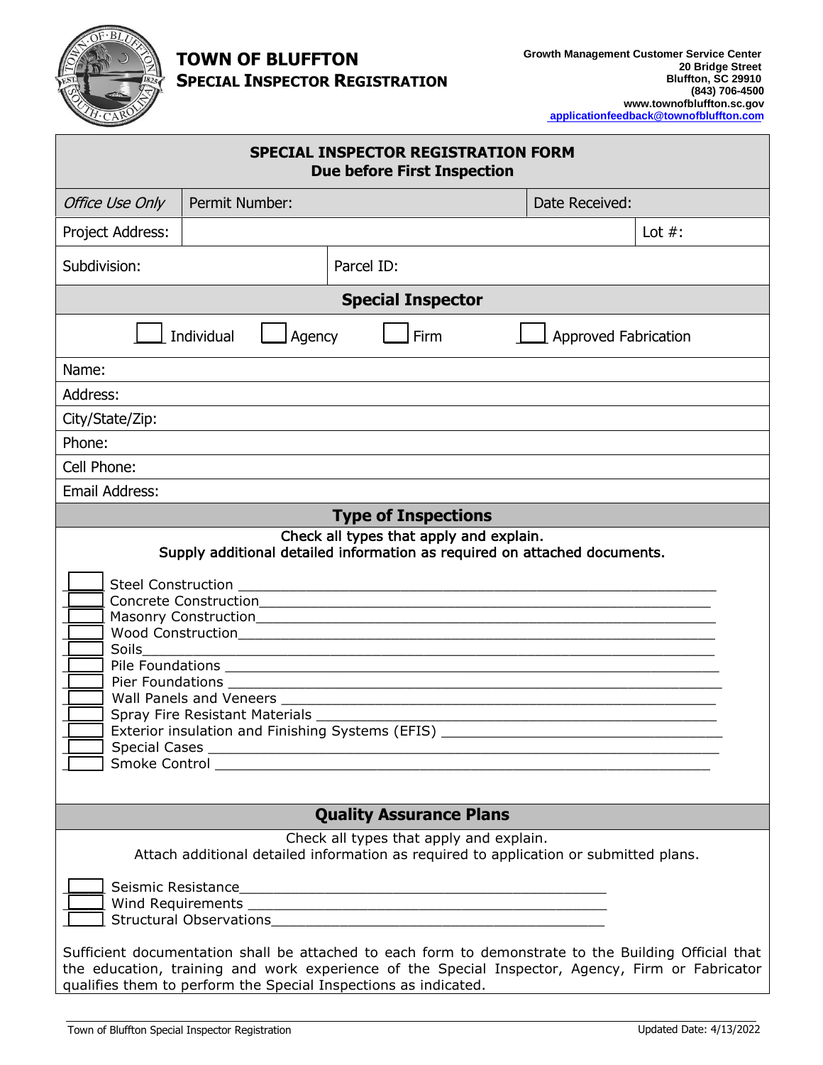# TOWN OF BLUFFTON
## SPECIAL INSPECTOR REGISTRATION

Growth Management Customer Service Center
20 Bridge Street
Bluffton, SC 29910
(843) 706-4500
www.townofbluffton.sc.gov
applicationfeedback@townofbluffton.com

**SPECIAL INSPECTOR REGISTRATION FORM**
**Due before First Inspection**

| *Office Use Only* | Permit Number: | Date Received: |
|---|---|---|

| Project Address: | | Lot #: |
|---|---|---|
| Subdivision: | Parcel ID: | |

### Special Inspector

☐ Individual ☐ Agency ☐ Firm ☐ Approved Fabrication

Name:

Address:

City/State/Zip:

Phone:

Cell Phone:

Email Address:

### Type of Inspections

Check all types that apply and explain.
Supply additional detailed information as required on attached documents.

- ☐ Steel Construction ______
- ☐ Concrete Construction______
- ☐ Masonry Construction______
- ☐ Wood Construction______
- ☐ Soils______
- ☐ Pile Foundations ______
- ☐ Pier Foundations ______
- ☐ Wall Panels and Veneers ______
- ☐ Spray Fire Resistant Materials ______
- ☐ Exterior insulation and Finishing Systems (EFIS) ______
- ☐ Special Cases ______
- ☐ Smoke Control ______

### Quality Assurance Plans

Check all types that apply and explain.
Attach additional detailed information as required to application or submitted plans.

- ☐ Seismic Resistance______
- ☐ Wind Requirements ______
- ☐ Structural Observations______

Sufficient documentation shall be attached to each form to demonstrate to the Building Official that the education, training and work experience of the Special Inspector, Agency, Firm or Fabricator qualifies them to perform the Special Inspections as indicated.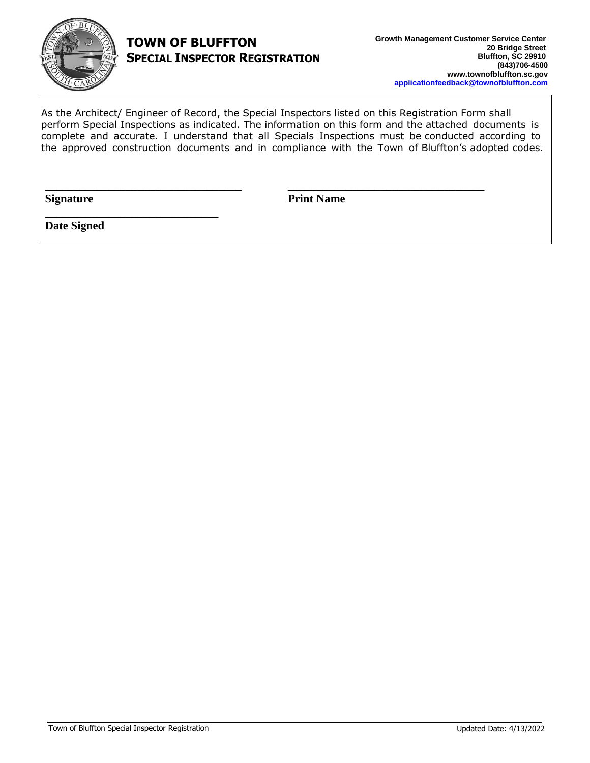# TOWN OF BLUFFTON
## SPECIAL INSPECTOR REGISTRATION

**Growth Management Customer Service Center**
**20 Bridge Street**
**Bluffton, SC 29910**
**(843)706-4500**
**www.townofbluffton.sc.gov**
**applicationfeedback@townofbluffton.com**

As the Architect/ Engineer of Record, the Special Inspectors listed on this Registration Form shall perform Special Inspections as indicated. The information on this form and the attached documents is complete and accurate. I understand that all Specials Inspections must be conducted according to the approved construction documents and in compliance with the Town of Bluffton's adopted codes.

________________________________ ________________________________

**Signature** **Print Name**

____________________________

**Date Signed**